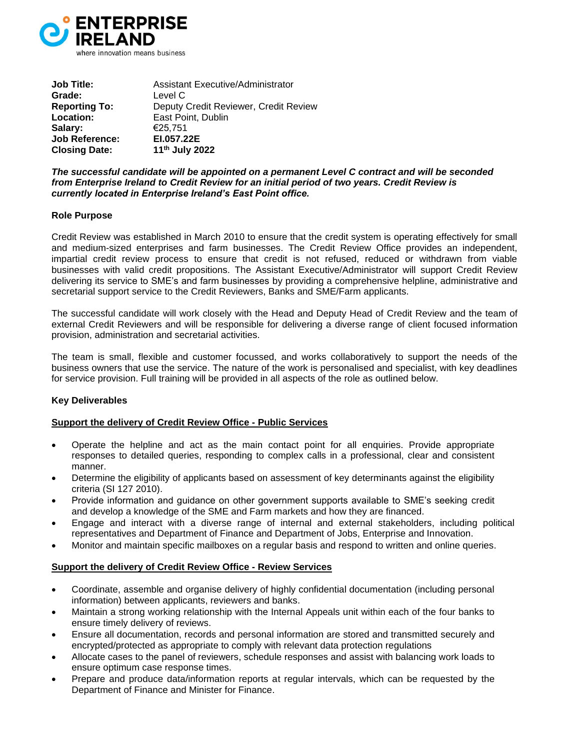| | |
|---|---|
| **Job Title:** | Assistant Executive/Administrator |
| **Grade:** | Level C |
| **Reporting To:** | Deputy Credit Reviewer, Credit Review |
| **Location:** | East Point, Dublin |
| **Salary:** | €25,751 |
| **Job Reference:** | **EI.057.22E** |
| **Closing Date:** | **11th July 2022** |

***The successful candidate will be appointed on a permanent Level C contract and will be seconded from Enterprise Ireland to Credit Review for an initial period of two years. Credit Review is currently located in Enterprise Ireland's East Point office.***

**Role Purpose**

Credit Review was established in March 2010 to ensure that the credit system is operating effectively for small and medium-sized enterprises and farm businesses. The Credit Review Office provides an independent, impartial credit review process to ensure that credit is not refused, reduced or withdrawn from viable businesses with valid credit propositions. The Assistant Executive/Administrator will support Credit Review delivering its service to SME's and farm businesses by providing a comprehensive helpline, administrative and secretarial support service to the Credit Reviewers, Banks and SME/Farm applicants.

The successful candidate will work closely with the Head and Deputy Head of Credit Review and the team of external Credit Reviewers and will be responsible for delivering a diverse range of client focused information provision, administration and secretarial activities.

The team is small, flexible and customer focussed, and works collaboratively to support the needs of the business owners that use the service. The nature of the work is personalised and specialist, with key deadlines for service provision. Full training will be provided in all aspects of the role as outlined below.

**Key Deliverables**

**<u>Support the delivery of Credit Review Office - Public Services</u>**

- Operate the helpline and act as the main contact point for all enquiries. Provide appropriate responses to detailed queries, responding to complex calls in a professional, clear and consistent manner.
- Determine the eligibility of applicants based on assessment of key determinants against the eligibility criteria (SI 127 2010).
- Provide information and guidance on other government supports available to SME's seeking credit and develop a knowledge of the SME and Farm markets and how they are financed.
- Engage and interact with a diverse range of internal and external stakeholders, including political representatives and Department of Finance and Department of Jobs, Enterprise and Innovation.
- Monitor and maintain specific mailboxes on a regular basis and respond to written and online queries.

**<u>Support the delivery of Credit Review Office - Review Services</u>**

- Coordinate, assemble and organise delivery of highly confidential documentation (including personal information) between applicants, reviewers and banks.
- Maintain a strong working relationship with the Internal Appeals unit within each of the four banks to ensure timely delivery of reviews.
- Ensure all documentation, records and personal information are stored and transmitted securely and encrypted/protected as appropriate to comply with relevant data protection regulations
- Allocate cases to the panel of reviewers, schedule responses and assist with balancing work loads to ensure optimum case response times.
- Prepare and produce data/information reports at regular intervals, which can be requested by the Department of Finance and Minister for Finance.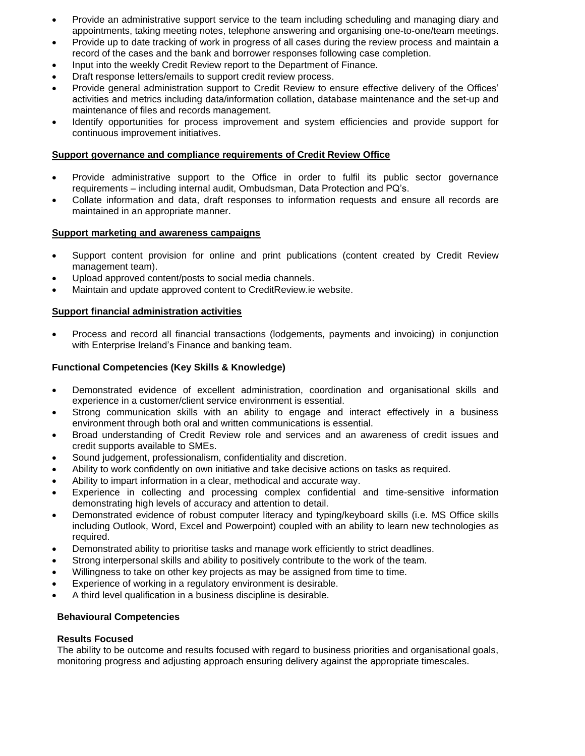- Provide an administrative support service to the team including scheduling and managing diary and appointments, taking meeting notes, telephone answering and organising one-to-one/team meetings.
- Provide up to date tracking of work in progress of all cases during the review process and maintain a record of the cases and the bank and borrower responses following case completion.
- Input into the weekly Credit Review report to the Department of Finance.
- Draft response letters/emails to support credit review process.
- Provide general administration support to Credit Review to ensure effective delivery of the Offices' activities and metrics including data/information collation, database maintenance and the set-up and maintenance of files and records management.
- Identify opportunities for process improvement and system efficiencies and provide support for continuous improvement initiatives.

**Support governance and compliance requirements of Credit Review Office**

- Provide administrative support to the Office in order to fulfil its public sector governance requirements – including internal audit, Ombudsman, Data Protection and PQ's.
- Collate information and data, draft responses to information requests and ensure all records are maintained in an appropriate manner.

**Support marketing and awareness campaigns**

- Support content provision for online and print publications (content created by Credit Review management team).
- Upload approved content/posts to social media channels.
- Maintain and update approved content to CreditReview.ie website.

**Support financial administration activities**

- Process and record all financial transactions (lodgements, payments and invoicing) in conjunction with Enterprise Ireland's Finance and banking team.

**Functional Competencies (Key Skills & Knowledge)**

- Demonstrated evidence of excellent administration, coordination and organisational skills and experience in a customer/client service environment is essential.
- Strong communication skills with an ability to engage and interact effectively in a business environment through both oral and written communications is essential.
- Broad understanding of Credit Review role and services and an awareness of credit issues and credit supports available to SMEs.
- Sound judgement, professionalism, confidentiality and discretion.
- Ability to work confidently on own initiative and take decisive actions on tasks as required.
- Ability to impart information in a clear, methodical and accurate way.
- Experience in collecting and processing complex confidential and time-sensitive information demonstrating high levels of accuracy and attention to detail.
- Demonstrated evidence of robust computer literacy and typing/keyboard skills (i.e. MS Office skills including Outlook, Word, Excel and Powerpoint) coupled with an ability to learn new technologies as required.
- Demonstrated ability to prioritise tasks and manage work efficiently to strict deadlines.
- Strong interpersonal skills and ability to positively contribute to the work of the team.
- Willingness to take on other key projects as may be assigned from time to time.
- Experience of working in a regulatory environment is desirable.
- A third level qualification in a business discipline is desirable.

**Behavioural Competencies**

**Results Focused**
The ability to be outcome and results focused with regard to business priorities and organisational goals, monitoring progress and adjusting approach ensuring delivery against the appropriate timescales.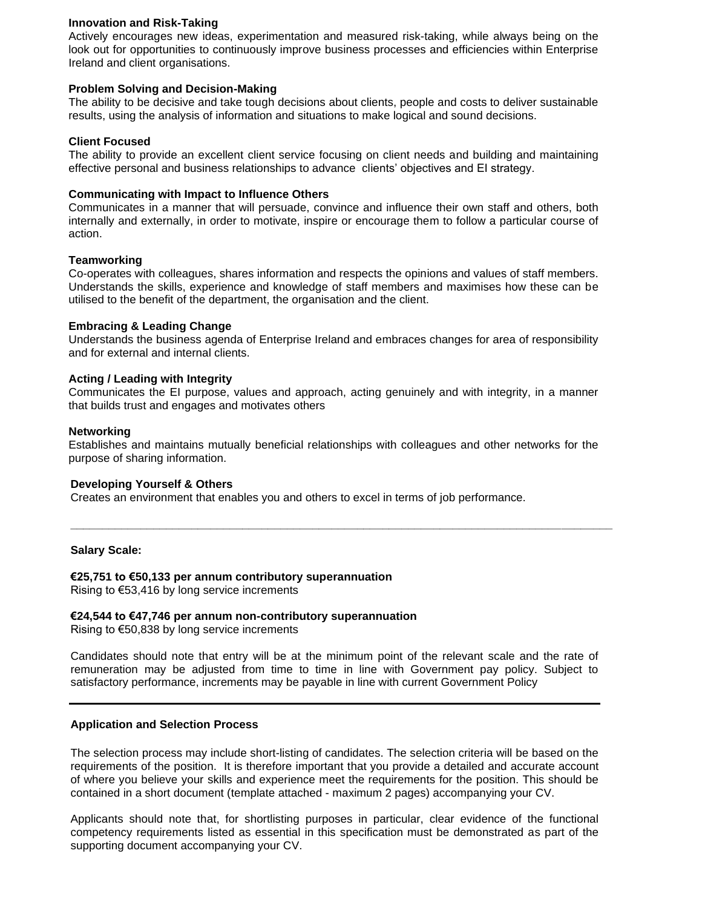**Innovation and Risk-Taking**
Actively encourages new ideas, experimentation and measured risk-taking, while always being on the look out for opportunities to continuously improve business processes and efficiencies within Enterprise Ireland and client organisations.

**Problem Solving and Decision-Making**
The ability to be decisive and take tough decisions about clients, people and costs to deliver sustainable results, using the analysis of information and situations to make logical and sound decisions.

**Client Focused**
The ability to provide an excellent client service focusing on client needs and building and maintaining effective personal and business relationships to advance clients' objectives and EI strategy.

**Communicating with Impact to Influence Others**
Communicates in a manner that will persuade, convince and influence their own staff and others, both internally and externally, in order to motivate, inspire or encourage them to follow a particular course of action.

**Teamworking**
Co-operates with colleagues, shares information and respects the opinions and values of staff members. Understands the skills, experience and knowledge of staff members and maximises how these can be utilised to the benefit of the department, the organisation and the client.

**Embracing & Leading Change**
Understands the business agenda of Enterprise Ireland and embraces changes for area of responsibility and for external and internal clients.

**Acting / Leading with Integrity**
Communicates the EI purpose, values and approach, acting genuinely and with integrity, in a manner that builds trust and engages and motivates others

**Networking**
Establishes and maintains mutually beneficial relationships with colleagues and other networks for the purpose of sharing information.

**Developing Yourself & Others**
Creates an environment that enables you and others to excel in terms of job performance.

---

**Salary Scale:**

**€25,751 to €50,133 per annum contributory superannuation**
Rising to €53,416 by long service increments

**€24,544 to €47,746 per annum non-contributory superannuation**
Rising to €50,838 by long service increments

Candidates should note that entry will be at the minimum point of the relevant scale and the rate of remuneration may be adjusted from time to time in line with Government pay policy. Subject to satisfactory performance, increments may be payable in line with current Government Policy

---

**Application and Selection Process**

The selection process may include short-listing of candidates. The selection criteria will be based on the requirements of the position. It is therefore important that you provide a detailed and accurate account of where you believe your skills and experience meet the requirements for the position. This should be contained in a short document (template attached - maximum 2 pages) accompanying your CV.

Applicants should note that, for shortlisting purposes in particular, clear evidence of the functional competency requirements listed as essential in this specification must be demonstrated as part of the supporting document accompanying your CV.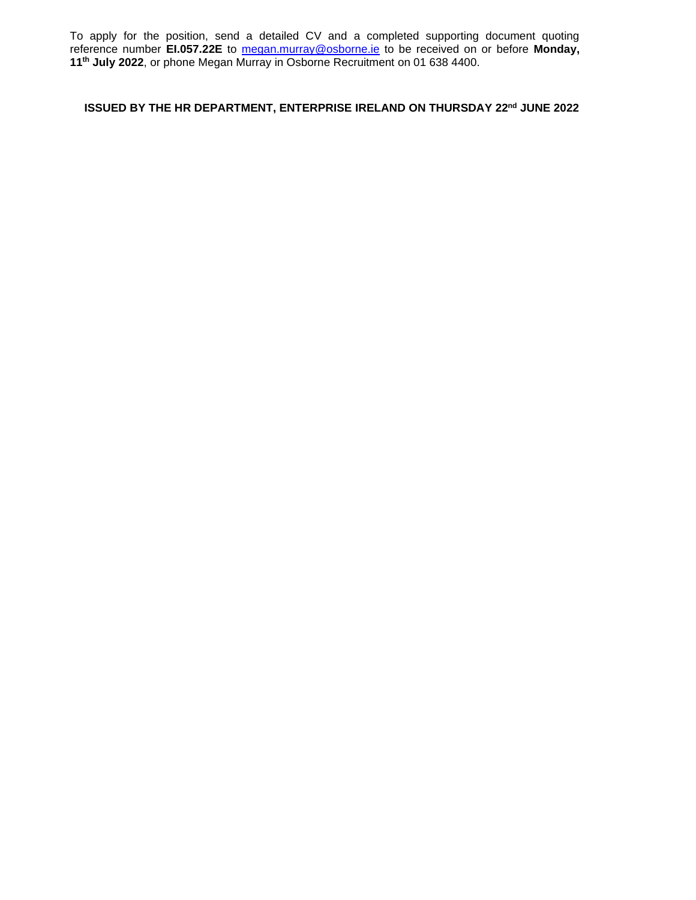To apply for the position, send a detailed CV and a completed supporting document quoting reference number **EI.057.22E** to [megan.murray@osborne.ie](mailto:megan.murray@osborne.ie) to be received on or before **Monday, 11th July 2022**, or phone Megan Murray in Osborne Recruitment on 01 638 4400.

**ISSUED BY THE HR DEPARTMENT, ENTERPRISE IRELAND ON THURSDAY 22nd JUNE 2022**